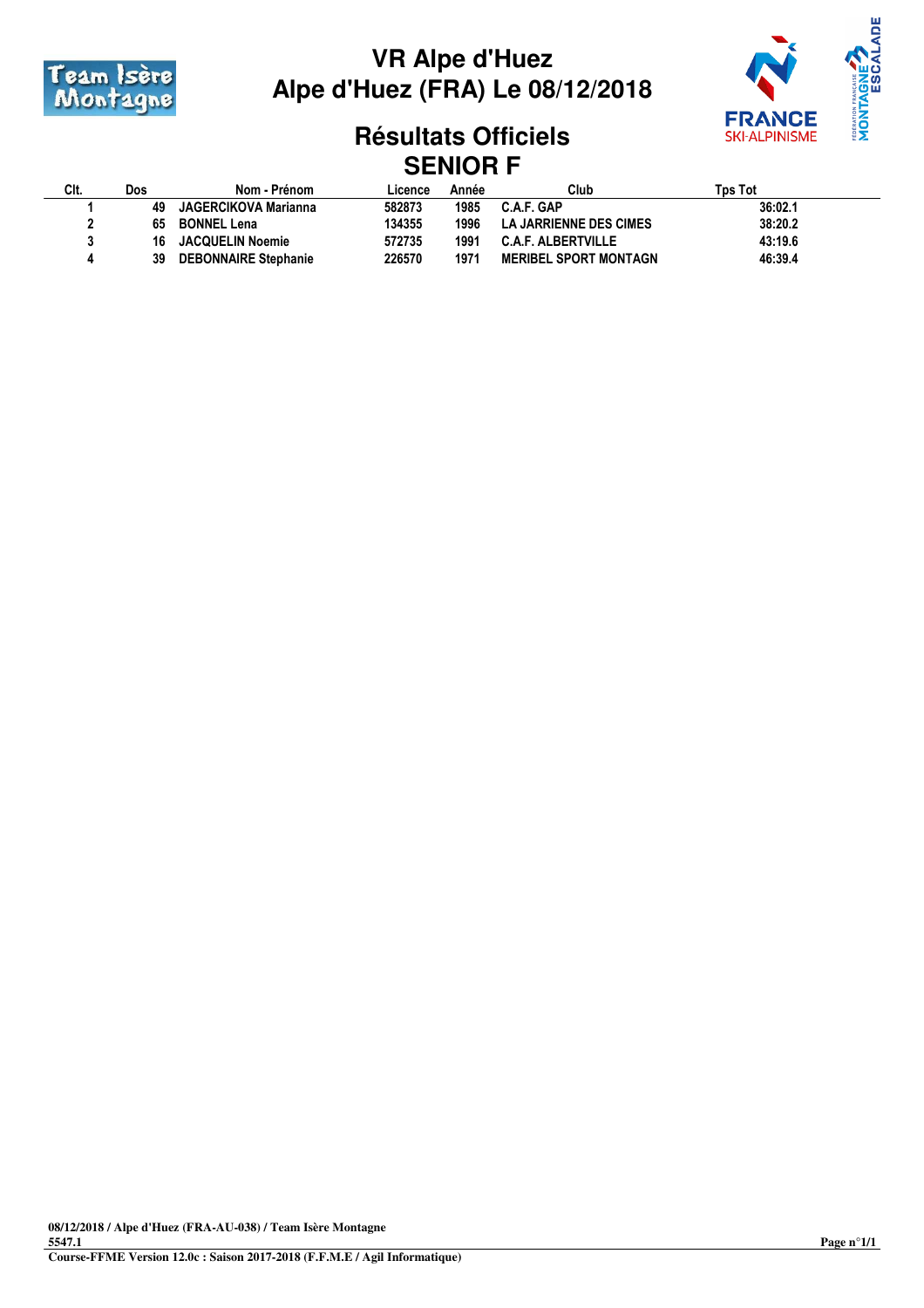# VR Alpe d'Huez
# Alpe d'Huez (FRA) Le 08/12/2018

## Résultats Officiels
## SENIOR F

| Clt. | Dos | Nom - Prénom | Licence | Année | Club | Tps Tot |
|---|---|---|---|---|---|---|
| 1 | 49 | JAGERCIKOVA Marianna | 582873 | 1985 | C.A.F. GAP | 36:02.1 |
| 2 | 65 | BONNEL Lena | 134355 | 1996 | LA JARRIENNE DES CIMES | 38:20.2 |
| 3 | 16 | JACQUELIN Noemie | 572735 | 1991 | C.A.F. ALBERTVILLE | 43:19.6 |
| 4 | 39 | DEBONNAIRE Stephanie | 226570 | 1971 | MERIBEL SPORT MONTAGN | 46:39.4 |

**08/12/2018 / Alpe d'Huez (FRA-AU-038) / Team Isère Montagne**
**5547.1**
**Course-FFME Version 12.0c : Saison 2017-2018 (F.F.M.E / Agil Informatique)**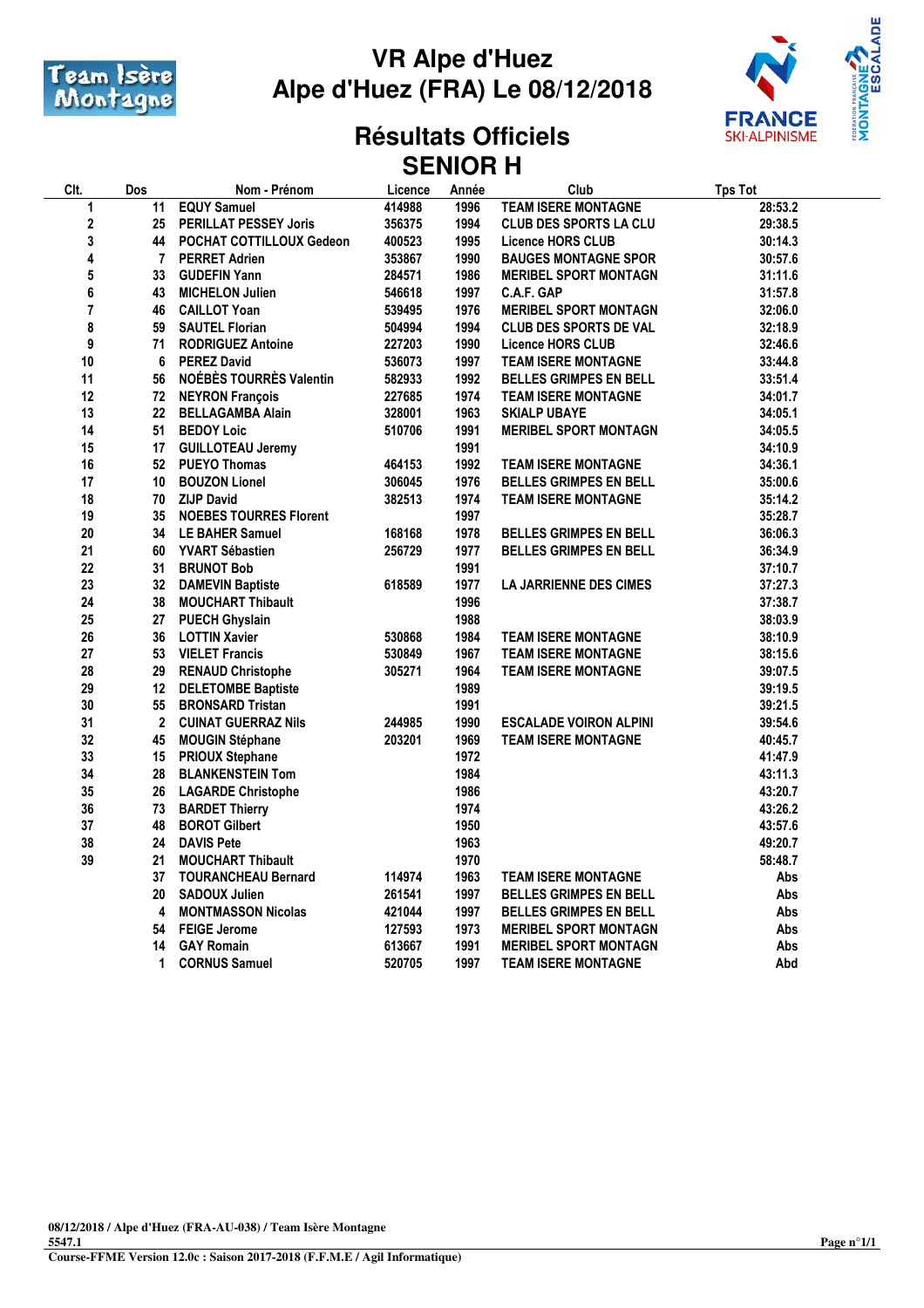# VR Alpe d'Huez
# Alpe d'Huez (FRA) Le 08/12/2018

## Résultats Officiels
## SENIOR H

| Clt. | Dos | Nom - Prénom | Licence | Année | Club | Tps Tot |
|---|---|---|---|---|---|---|
| 1 | 11 | EQUY Samuel | 414988 | 1996 | TEAM ISERE MONTAGNE | 28:53.2 |
| 2 | 25 | PERILLAT PESSEY Joris | 356375 | 1994 | CLUB DES SPORTS LA CLU | 29:38.5 |
| 3 | 44 | POCHAT COTTILLOUX Gedeon | 400523 | 1995 | Licence HORS CLUB | 30:14.3 |
| 4 | 7 | PERRET Adrien | 353867 | 1990 | BAUGES MONTAGNE SPOR | 30:57.6 |
| 5 | 33 | GUDEFIN Yann | 284571 | 1986 | MERIBEL SPORT MONTAGN | 31:11.6 |
| 6 | 43 | MICHELON Julien | 546618 | 1997 | C.A.F. GAP | 31:57.8 |
| 7 | 46 | CAILLOT Yoan | 539495 | 1976 | MERIBEL SPORT MONTAGN | 32:06.0 |
| 8 | 59 | SAUTEL Florian | 504994 | 1994 | CLUB DES SPORTS DE VAL | 32:18.9 |
| 9 | 71 | RODRIGUEZ Antoine | 227203 | 1990 | Licence HORS CLUB | 32:46.6 |
| 10 | 6 | PEREZ David | 536073 | 1997 | TEAM ISERE MONTAGNE | 33:44.8 |
| 11 | 56 | NOÉBÈS TOURRÈS Valentin | 582933 | 1992 | BELLES GRIMPES EN BELL | 33:51.4 |
| 12 | 72 | NEYRON François | 227685 | 1974 | TEAM ISERE MONTAGNE | 34:01.7 |
| 13 | 22 | BELLAGAMBA Alain | 328001 | 1963 | SKIALP UBAYE | 34:05.1 |
| 14 | 51 | BEDOY Loic | 510706 | 1991 | MERIBEL SPORT MONTAGN | 34:05.5 |
| 15 | 17 | GUILLOTEAU Jeremy | | 1991 | | 34:10.9 |
| 16 | 52 | PUEYO Thomas | 464153 | 1992 | TEAM ISERE MONTAGNE | 34:36.1 |
| 17 | 10 | BOUZON Lionel | 306045 | 1976 | BELLES GRIMPES EN BELL | 35:00.6 |
| 18 | 70 | ZIJP David | 382513 | 1974 | TEAM ISERE MONTAGNE | 35:14.2 |
| 19 | 35 | NOEBES TOURRES Florent | | 1997 | | 35:28.7 |
| 20 | 34 | LE BAHER Samuel | 168168 | 1978 | BELLES GRIMPES EN BELL | 36:06.3 |
| 21 | 60 | YVART Sébastien | 256729 | 1977 | BELLES GRIMPES EN BELL | 36:34.9 |
| 22 | 31 | BRUNOT Bob | | 1991 | | 37:10.7 |
| 23 | 32 | DAMEVIN Baptiste | 618589 | 1977 | LA JARRIENNE DES CIMES | 37:27.3 |
| 24 | 38 | MOUCHART Thibault | | 1996 | | 37:38.7 |
| 25 | 27 | PUECH Ghyslain | | 1988 | | 38:03.9 |
| 26 | 36 | LOTTIN Xavier | 530868 | 1984 | TEAM ISERE MONTAGNE | 38:10.9 |
| 27 | 53 | VIELET Francis | 530849 | 1967 | TEAM ISERE MONTAGNE | 38:15.6 |
| 28 | 29 | RENAUD Christophe | 305271 | 1964 | TEAM ISERE MONTAGNE | 39:07.5 |
| 29 | 12 | DELETOMBE Baptiste | | 1989 | | 39:19.5 |
| 30 | 55 | BRONSARD Tristan | | 1991 | | 39:21.5 |
| 31 | 2 | CUINAT GUERRAZ Nils | 244985 | 1990 | ESCALADE VOIRON ALPINI | 39:54.6 |
| 32 | 45 | MOUGIN Stéphane | 203201 | 1969 | TEAM ISERE MONTAGNE | 40:45.7 |
| 33 | 15 | PRIOUX Stephane | | 1972 | | 41:47.9 |
| 34 | 28 | BLANKENSTEIN Tom | | 1984 | | 43:11.3 |
| 35 | 26 | LAGARDE Christophe | | 1986 | | 43:20.7 |
| 36 | 73 | BARDET Thierry | | 1974 | | 43:26.2 |
| 37 | 48 | BOROT Gilbert | | 1950 | | 43:57.6 |
| 38 | 24 | DAVIS Pete | | 1963 | | 49:20.7 |
| 39 | 21 | MOUCHART Thibault | | 1970 | | 58:48.7 |
| | 37 | TOURANCHEAU Bernard | 114974 | 1963 | TEAM ISERE MONTAGNE | Abs |
| | 20 | SADOUX Julien | 261541 | 1997 | BELLES GRIMPES EN BELL | Abs |
| | 4 | MONTMASSON Nicolas | 421044 | 1997 | BELLES GRIMPES EN BELL | Abs |
| | 54 | FEIGE Jerome | 127593 | 1973 | MERIBEL SPORT MONTAGN | Abs |
| | 14 | GAY Romain | 613667 | 1991 | MERIBEL SPORT MONTAGN | Abs |
| | 1 | CORNUS Samuel | 520705 | 1997 | TEAM ISERE MONTAGNE | Abd |

08/12/2018 / Alpe d'Huez (FRA-AU-038) / Team Isère Montagne
5547.1
Course-FFME Version 12.0c : Saison 2017-2018 (F.F.M.E / Agil Informatique)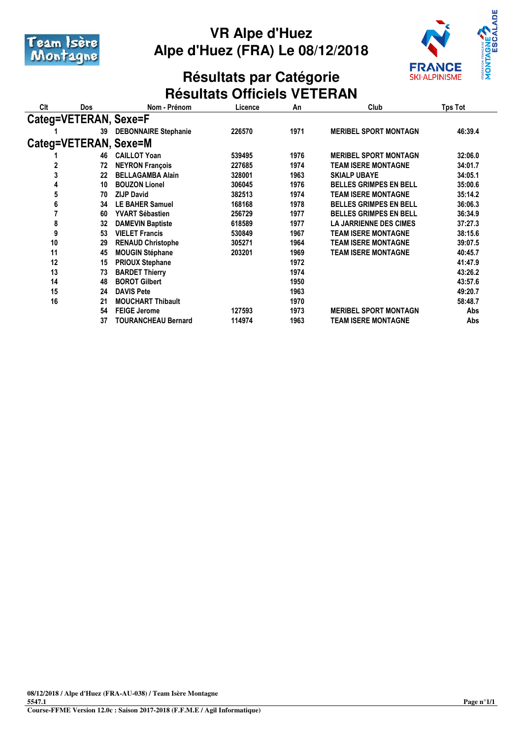# VR Alpe d'Huez
# Alpe d'Huez (FRA) Le 08/12/2018

## Résultats par Catégorie
## Résultats Officiels VETERAN

| Clt | Dos | Nom - Prénom | Licence | An | Club | Tps Tot |
|---|---|---|---|---|---|---|
| **Categ=VETERAN, Sexe=F** | | | | | | |
| 1 | 39 | DEBONNAIRE Stephanie | 226570 | 1971 | MERIBEL SPORT MONTAGN | 46:39.4 |
| **Categ=VETERAN, Sexe=M** | | | | | | |
| 1 | 46 | CAILLOT Yoan | 539495 | 1976 | MERIBEL SPORT MONTAGN | 32:06.0 |
| 2 | 72 | NEYRON François | 227685 | 1974 | TEAM ISERE MONTAGNE | 34:01.7 |
| 3 | 22 | BELLAGAMBA Alain | 328001 | 1963 | SKIALP UBAYE | 34:05.1 |
| 4 | 10 | BOUZON Lionel | 306045 | 1976 | BELLES GRIMPES EN BELL | 35:00.6 |
| 5 | 70 | ZIJP David | 382513 | 1974 | TEAM ISERE MONTAGNE | 35:14.2 |
| 6 | 34 | LE BAHER Samuel | 168168 | 1978 | BELLES GRIMPES EN BELL | 36:06.3 |
| 7 | 60 | YVART Sébastien | 256729 | 1977 | BELLES GRIMPES EN BELL | 36:34.9 |
| 8 | 32 | DAMEVIN Baptiste | 618589 | 1977 | LA JARRIENNE DES CIMES | 37:27.3 |
| 9 | 53 | VIELET Francis | 530849 | 1967 | TEAM ISERE MONTAGNE | 38:15.6 |
| 10 | 29 | RENAUD Christophe | 305271 | 1964 | TEAM ISERE MONTAGNE | 39:07.5 |
| 11 | 45 | MOUGIN Stéphane | 203201 | 1969 | TEAM ISERE MONTAGNE | 40:45.7 |
| 12 | 15 | PRIOUX Stephane | | 1972 | | 41:47.9 |
| 13 | 73 | BARDET Thierry | | 1974 | | 43:26.2 |
| 14 | 48 | BOROT Gilbert | | 1950 | | 43:57.6 |
| 15 | 24 | DAVIS Pete | | 1963 | | 49:20.7 |
| 16 | 21 | MOUCHART Thibault | | 1970 | | 58:48.7 |
| | 54 | FEIGE Jerome | 127593 | 1973 | MERIBEL SPORT MONTAGN | Abs |
| | 37 | TOURANCHEAU Bernard | 114974 | 1963 | TEAM ISERE MONTAGNE | Abs |

08/12/2018 / Alpe d'Huez (FRA-AU-038) / Team Isère Montagne
5547.1
Course-FFME Version 12.0c : Saison 2017-2018 (F.F.M.E / Agil Informatique)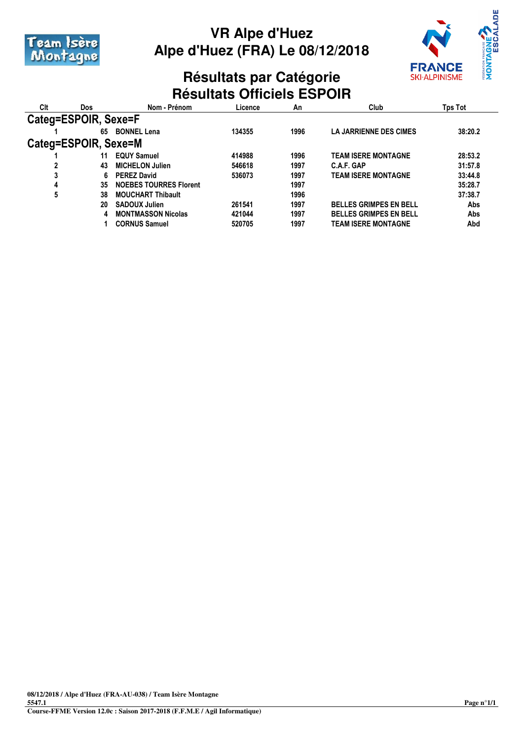# VR Alpe d'Huez
# Alpe d'Huez (FRA) Le 08/12/2018

## Résultats par Catégorie
## Résultats Officiels ESPOIR

| Clt | Dos | Nom - Prénom | Licence | An | Club | Tps Tot |
|---|---|---|---|---|---|---|
| **Categ=ESPOIR, Sexe=F** | | | | | | |
| 1 | 65 | BONNEL Lena | 134355 | 1996 | LA JARRIENNE DES CIMES | 38:20.2 |
| **Categ=ESPOIR, Sexe=M** | | | | | | |
| 1 | 11 | EQUY Samuel | 414988 | 1996 | TEAM ISERE MONTAGNE | 28:53.2 |
| 2 | 43 | MICHELON Julien | 546618 | 1997 | C.A.F. GAP | 31:57.8 |
| 3 | 6 | PEREZ David | 536073 | 1997 | TEAM ISERE MONTAGNE | 33:44.8 |
| 4 | 35 | NOEBES TOURRES Florent | | 1997 | | 35:28.7 |
| 5 | 38 | MOUCHART Thibault | | 1996 | | 37:38.7 |
| | 20 | SADOUX Julien | 261541 | 1997 | BELLES GRIMPES EN BELL | Abs |
| | 4 | MONTMASSON Nicolas | 421044 | 1997 | BELLES GRIMPES EN BELL | Abs |
| | 1 | CORNUS Samuel | 520705 | 1997 | TEAM ISERE MONTAGNE | Abd |

08/12/2018 / Alpe d'Huez (FRA-AU-038) / Team Isère Montagne
5547.1
Course-FFME Version 12.0c : Saison 2017-2018 (F.M.E / Agil Informatique)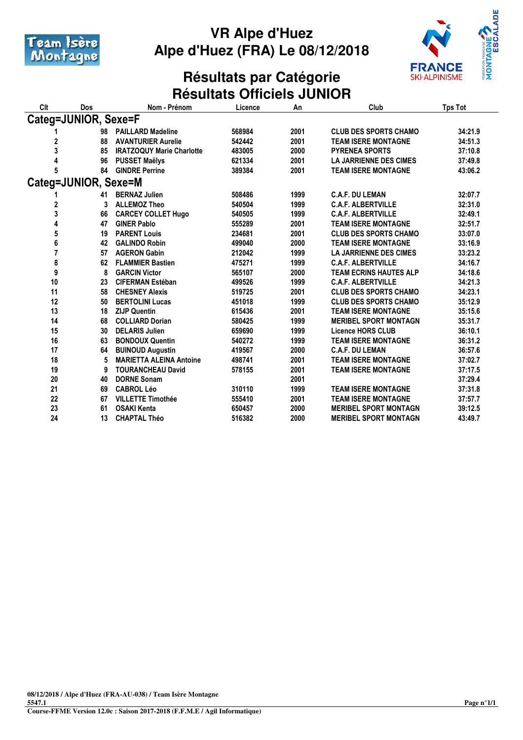# VR Alpe d'Huez
# Alpe d'Huez (FRA) Le 08/12/2018

## Résultats par Catégorie
## Résultats Officiels JUNIOR

| Clt | Dos | Nom - Prénom | Licence | An | Club | Tps Tot |
|---|---|---|---|---|---|---|
| **Categ=JUNIOR, Sexe=F** | | | | | | |
| 1 | 98 | PAILLARD Madeline | 568984 | 2001 | CLUB DES SPORTS CHAMO | 34:21.9 |
| 2 | 88 | AVANTURIER Aurelie | 542442 | 2001 | TEAM ISERE MONTAGNE | 34:51.3 |
| 3 | 85 | IRATZOQUY Marie Charlotte | 483005 | 2000 | PYRENEA SPORTS | 37:10.8 |
| 4 | 96 | PUSSET Maëlys | 621334 | 2001 | LA JARRIENNE DES CIMES | 37:49.8 |
| 5 | 84 | GINDRE Perrine | 389384 | 2001 | TEAM ISERE MONTAGNE | 43:06.2 |
| **Categ=JUNIOR, Sexe=M** | | | | | | |
| 1 | 41 | BERNAZ Julien | 508486 | 1999 | C.A.F. DU LEMAN | 32:07.7 |
| 2 | 3 | ALLEMOZ Theo | 540504 | 1999 | C.A.F. ALBERTVILLE | 32:31.0 |
| 3 | 66 | CARCEY COLLET Hugo | 540505 | 1999 | C.A.F. ALBERTVILLE | 32:49.1 |
| 4 | 47 | GINER Pablo | 555289 | 2001 | TEAM ISERE MONTAGNE | 32:51.7 |
| 5 | 19 | PARENT Louis | 234681 | 2001 | CLUB DES SPORTS CHAMO | 33:07.0 |
| 6 | 42 | GALINDO Robin | 499040 | 2000 | TEAM ISERE MONTAGNE | 33:16.9 |
| 7 | 57 | AGERON Gabin | 212042 | 1999 | LA JARRIENNE DES CIMES | 33:23.2 |
| 8 | 62 | FLAMMIER Bastien | 475271 | 1999 | C.A.F. ALBERTVILLE | 34:16.7 |
| 9 | 8 | GARCIN Victor | 565107 | 2000 | TEAM ECRINS HAUTES ALP | 34:18.6 |
| 10 | 23 | CIFERMAN Estéban | 499526 | 1999 | C.A.F. ALBERTVILLE | 34:21.3 |
| 11 | 58 | CHESNEY Alexis | 519725 | 2001 | CLUB DES SPORTS CHAMO | 34:23.1 |
| 12 | 50 | BERTOLINI Lucas | 451018 | 1999 | CLUB DES SPORTS CHAMO | 35:12.9 |
| 13 | 18 | ZIJP Quentin | 615436 | 2001 | TEAM ISERE MONTAGNE | 35:15.6 |
| 14 | 68 | COLLIARD Dorian | 580425 | 1999 | MERIBEL SPORT MONTAGN | 35:31.7 |
| 15 | 30 | DELARIS Julien | 659690 | 1999 | Licence HORS CLUB | 36:10.1 |
| 16 | 63 | BONDOUX Quentin | 540272 | 1999 | TEAM ISERE MONTAGNE | 36:31.2 |
| 17 | 64 | BUINOUD Augustin | 419567 | 2000 | C.A.F. DU LEMAN | 36:57.6 |
| 18 | 5 | MARIETTA ALEINA Antoine | 498741 | 2001 | TEAM ISERE MONTAGNE | 37:02.7 |
| 19 | 9 | TOURANCHEAU David | 578155 | 2001 | TEAM ISERE MONTAGNE | 37:17.5 |
| 20 | 40 | DORNE Sonam | | 2001 | | 37:29.4 |
| 21 | 69 | CABROL Léo | 310110 | 1999 | TEAM ISERE MONTAGNE | 37:31.8 |
| 22 | 67 | VILLETTE Timothée | 555410 | 2001 | TEAM ISERE MONTAGNE | 37:57.7 |
| 23 | 61 | OSAKI Kenta | 650457 | 2000 | MERIBEL SPORT MONTAGN | 39:12.5 |
| 24 | 13 | CHAPTAL Théo | 516382 | 2000 | MERIBEL SPORT MONTAGN | 43:49.7 |

08/12/2018 / Alpe d'Huez (FRA-AU-038) / Team Isère Montagne
5547.1
Course-FFME Version 12.0c : Saison 2017-2018 (F.F.M.E / Agil Informatique)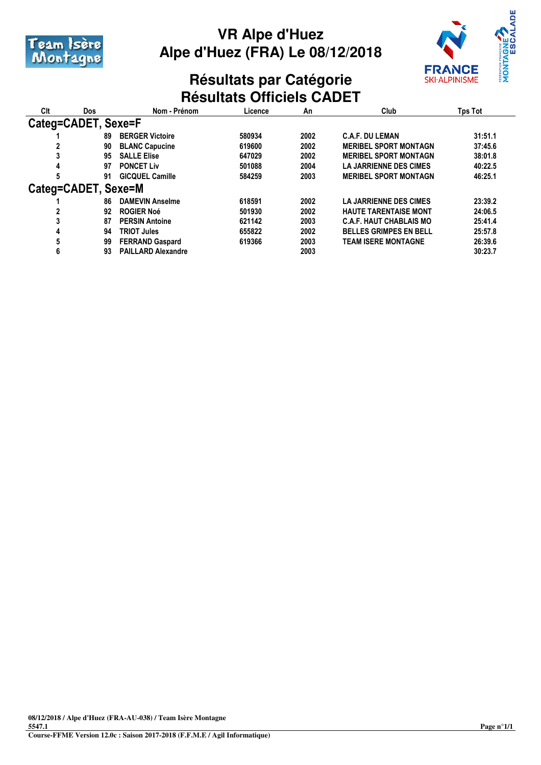# VR Alpe d'Huez
# Alpe d'Huez (FRA) Le 08/12/2018

## Résultats par Catégorie
## Résultats Officiels CADET

| Clt | Dos | Nom - Prénom | Licence | An | Club | Tps Tot |
|---|---|---|---|---|---|---|
| **Categ=CADET, Sexe=F** | | | | | | |
| 1 | 89 | BERGER Victoire | 580934 | 2002 | C.A.F. DU LEMAN | 31:51.1 |
| 2 | 90 | BLANC Capucine | 619600 | 2002 | MERIBEL SPORT MONTAGN | 37:45.6 |
| 3 | 95 | SALLE Elise | 647029 | 2002 | MERIBEL SPORT MONTAGN | 38:01.8 |
| 4 | 97 | PONCET Liv | 501088 | 2004 | LA JARRIENNE DES CIMES | 40:22.5 |
| 5 | 91 | GICQUEL Camille | 584259 | 2003 | MERIBEL SPORT MONTAGN | 46:25.1 |
| **Categ=CADET, Sexe=M** | | | | | | |
| 1 | 86 | DAMEVIN Anselme | 618591 | 2002 | LA JARRIENNE DES CIMES | 23:39.2 |
| 2 | 92 | ROGIER Noé | 501930 | 2002 | HAUTE TARENTAISE MONT | 24:06.5 |
| 3 | 87 | PERSIN Antoine | 621142 | 2003 | C.A.F. HAUT CHABLAIS MO | 25:41.4 |
| 4 | 94 | TRIOT Jules | 655822 | 2002 | BELLES GRIMPES EN BELL | 25:57.8 |
| 5 | 99 | FERRAND Gaspard | 619366 | 2003 | TEAM ISERE MONTAGNE | 26:39.6 |
| 6 | 93 | PAILLARD Alexandre | | 2003 | | 30:23.7 |

08/12/2018 / Alpe d'Huez (FRA-AU-038) / Team Isère Montagne
5547.1
Course-FFME Version 12.0c : Saison 2017-2018 (F.F.M.E / Agil Informatique)